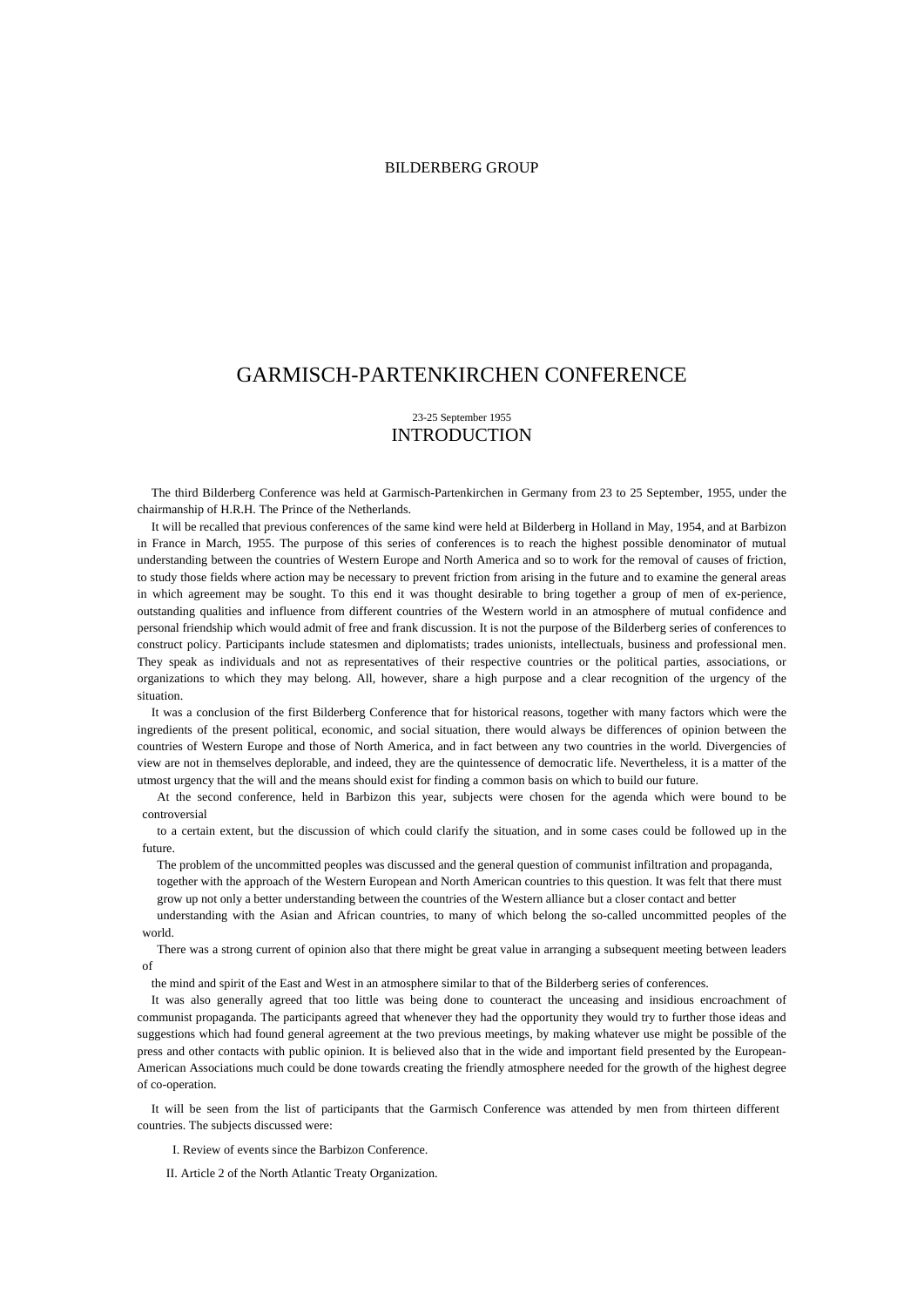BILDERBERG GROUP

# GARMISCH-PARTENKIRCHEN CONFERENCE

23-25 September 1955

## INTRODUCTION

The third Bilderberg Conference was held at Garmisch-Partenkirchen in Germany from 23 to 25 September, 1955, under the chairmanship of H.R.H. The Prince of the Netherlands.

It will be recalled that previous conferences of the same kind were held at Bilderberg in Holland in May, 1954, and at Barbizon in France in March, 1955. The purpose of this series of conferences is to reach the highest possible denominator of mutual understanding between the countries of Western Europe and North America and so to work for the removal of causes of friction, to study those fields where action may be necessary to prevent friction from arising in the future and to examine the general areas in which agreement may be sought. To this end it was thought desirable to bring together a group of men of ex-perience, outstanding qualities and influence from different countries of the Western world in an atmosphere of mutual confidence and personal friendship which would admit of free and frank discussion. It is not the purpose of the Bilderberg series of conferences to construct policy. Participants include statesmen and diplomatists; trades unionists, intellectuals, business and professional men. They speak as individuals and not as representatives of their respective countries or the political parties, associations, or organizations to which they may belong. All, however, share a high purpose and a clear recognition of the urgency of the situation.

It was a conclusion of the first Bilderberg Conference that for historical reasons, together with many factors which were the ingredients of the present political, economic, and social situation, there would always be differences of opinion between the countries of Western Europe and those of North America, and in fact between any two countries in the world. Divergencies of view are not in themselves deplorable, and indeed, they are the quintessence of democratic life. Nevertheless, it is a matter of the utmost urgency that the will and the means should exist for finding a common basis on which to build our future.

At the second conference, held in Barbizon this year, subjects were chosen for the agenda which were bound to be controversial to a certain extent, but the discussion of which could clarify the situation, and in some cases could be followed up in the future.

The problem of the uncommitted peoples was discussed and the general question of communist infiltration and propaganda, together with the approach of the Western European and North American countries to this question. It was felt that there must grow up not only a better understanding between the countries of the Western alliance but a closer contact and better understanding with the Asian and African countries, to many of which belong the so-called uncommitted peoples of the world.

There was a strong current of opinion also that there might be great value in arranging a subsequent meeting between leaders of the mind and spirit of the East and West in an atmosphere similar to that of the Bilderberg series of conferences.

It was also generally agreed that too little was being done to counteract the unceasing and insidious encroachment of communist propaganda. The participants agreed that whenever they had the opportunity they would try to further those ideas and suggestions which had found general agreement at the two previous meetings, by making whatever use might be possible of the press and other contacts with public opinion. It is believed also that in the wide and important field presented by the European-American Associations much could be done towards creating the friendly atmosphere needed for the growth of the highest degree of co-operation.

It will be seen from the list of participants that the Garmisch Conference was attended by men from thirteen different countries. The subjects discussed were:

I. Review of events since the Barbizon Conference.

II. Article 2 of the North Atlantic Treaty Organization.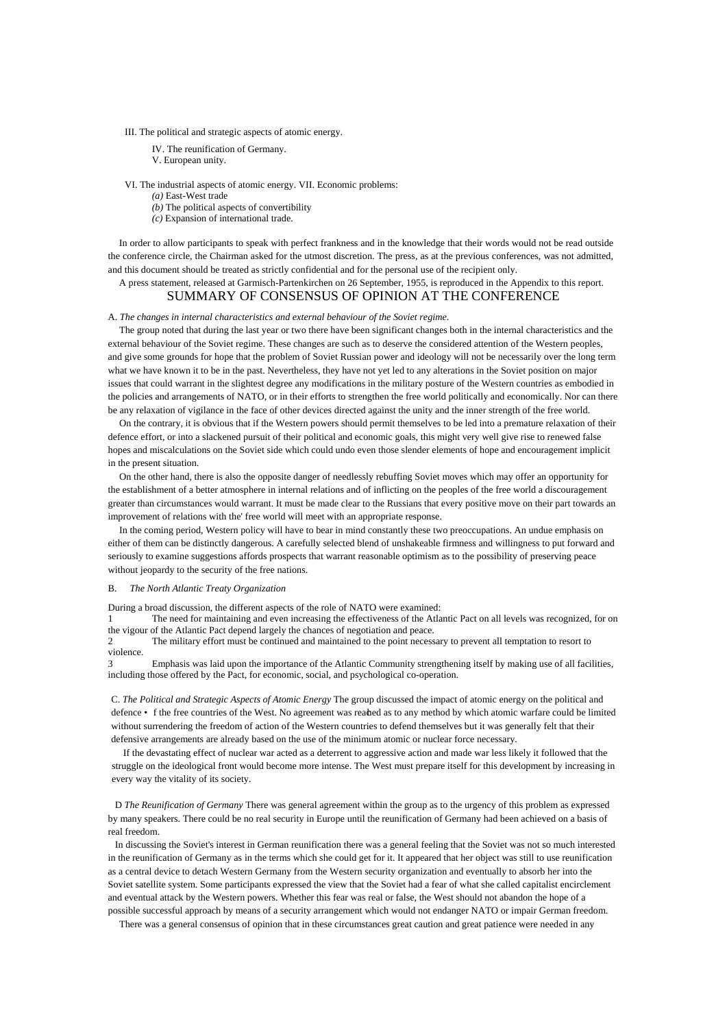III. The political and strategic aspects of atomic energy.

IV. The reunification of Germany.
V. European unity.

VI. The industrial aspects of atomic energy. VII. Economic problems:
*(a)* East-West trade
*(b)* The political aspects of convertibility
*(c)* Expansion of international trade.

In order to allow participants to speak with perfect frankness and in the knowledge that their words would not be read outside the conference circle, the Chairman asked for the utmost discretion. The press, as at the previous conferences, was not admitted, and this document should be treated as strictly confidential and for the personal use of the recipient only.

A press statement, released at Garmisch-Partenkirchen on 26 September, 1955, is reproduced in the Appendix to this report.

## SUMMARY OF CONSENSUS OF OPINION AT THE CONFERENCE

A. *The changes in internal characteristics and external behaviour of the Soviet regime.*

The group noted that during the last year or two there have been significant changes both in the internal characteristics and the external behaviour of the Soviet regime. These changes are such as to deserve the considered attention of the Western peoples, and give some grounds for hope that the problem of Soviet Russian power and ideology will not be necessarily over the long term what we have known it to be in the past. Nevertheless, they have not yet led to any alterations in the Soviet position on major issues that could warrant in the slightest degree any modifications in the military posture of the Western countries as embodied in the policies and arrangements of NATO, or in their efforts to strengthen the free world politically and economically. Nor can there be any relaxation of vigilance in the face of other devices directed against the unity and the inner strength of the free world.

On the contrary, it is obvious that if the Western powers should permit themselves to be led into a premature relaxation of their defence effort, or into a slackened pursuit of their political and economic goals, this might very well give rise to renewed false hopes and miscalculations on the Soviet side which could undo even those slender elements of hope and encouragement implicit in the present situation.

On the other hand, there is also the opposite danger of needlessly rebuffing Soviet moves which may offer an opportunity for the establishment of a better atmosphere in internal relations and of inflicting on the peoples of the free world a discouragement greater than circumstances would warrant. It must be made clear to the Russians that every positive move on their part towards an improvement of relations with the' free world will meet with an appropriate response.

In the coming period, Western policy will have to bear in mind constantly these two preoccupations. An undue emphasis on either of them can be distinctly dangerous. A carefully selected blend of unshakeable firmness and willingness to put forward and seriously to examine suggestions affords prospects that warrant reasonable optimism as to the possibility of preserving peace without jeopardy to the security of the free nations.

B. *The North Atlantic Treaty Organization*

During a broad discussion, the different aspects of the role of NATO were examined:

1 The need for maintaining and even increasing the effectiveness of the Atlantic Pact on all levels was recognized, for on the vigour of the Atlantic Pact depend largely the chances of negotiation and peace.

2 The military effort must be continued and maintained to the point necessary to prevent all temptation to resort to violence.

3 Emphasis was laid upon the importance of the Atlantic Community strengthening itself by making use of all facilities, including those offered by the Pact, for economic, social, and psychological co-operation.

C. *The Political and Strategic Aspects of Atomic Energy* The group discussed the impact of atomic energy on the political and defence • f the free countries of the West. No agreement was reached as to any method by which atomic warfare could be limited without surrendering the freedom of action of the Western countries to defend themselves but it was generally felt that their defensive arrangements are already based on the use of the minimum atomic or nuclear force necessary.

If the devastating effect of nuclear war acted as a deterrent to aggressive action and made war less likely it followed that the struggle on the ideological front would become more intense. The West must prepare itself for this development by increasing in every way the vitality of its society.

D *The Reunification of Germany* There was general agreement within the group as to the urgency of this problem as expressed by many speakers. There could be no real security in Europe until the reunification of Germany had been achieved on a basis of real freedom.

In discussing the Soviet's interest in German reunification there was a general feeling that the Soviet was not so much interested in the reunification of Germany as in the terms which she could get for it. It appeared that her object was still to use reunification as a central device to detach Western Germany from the Western security organization and eventually to absorb her into the Soviet satellite system. Some participants expressed the view that the Soviet had a fear of what she called capitalist encirclement and eventual attack by the Western powers. Whether this fear was real or false, the West should not abandon the hope of a possible successful approach by means of a security arrangement which would not endanger NATO or impair German freedom.

There was a general consensus of opinion that in these circumstances great caution and great patience were needed in any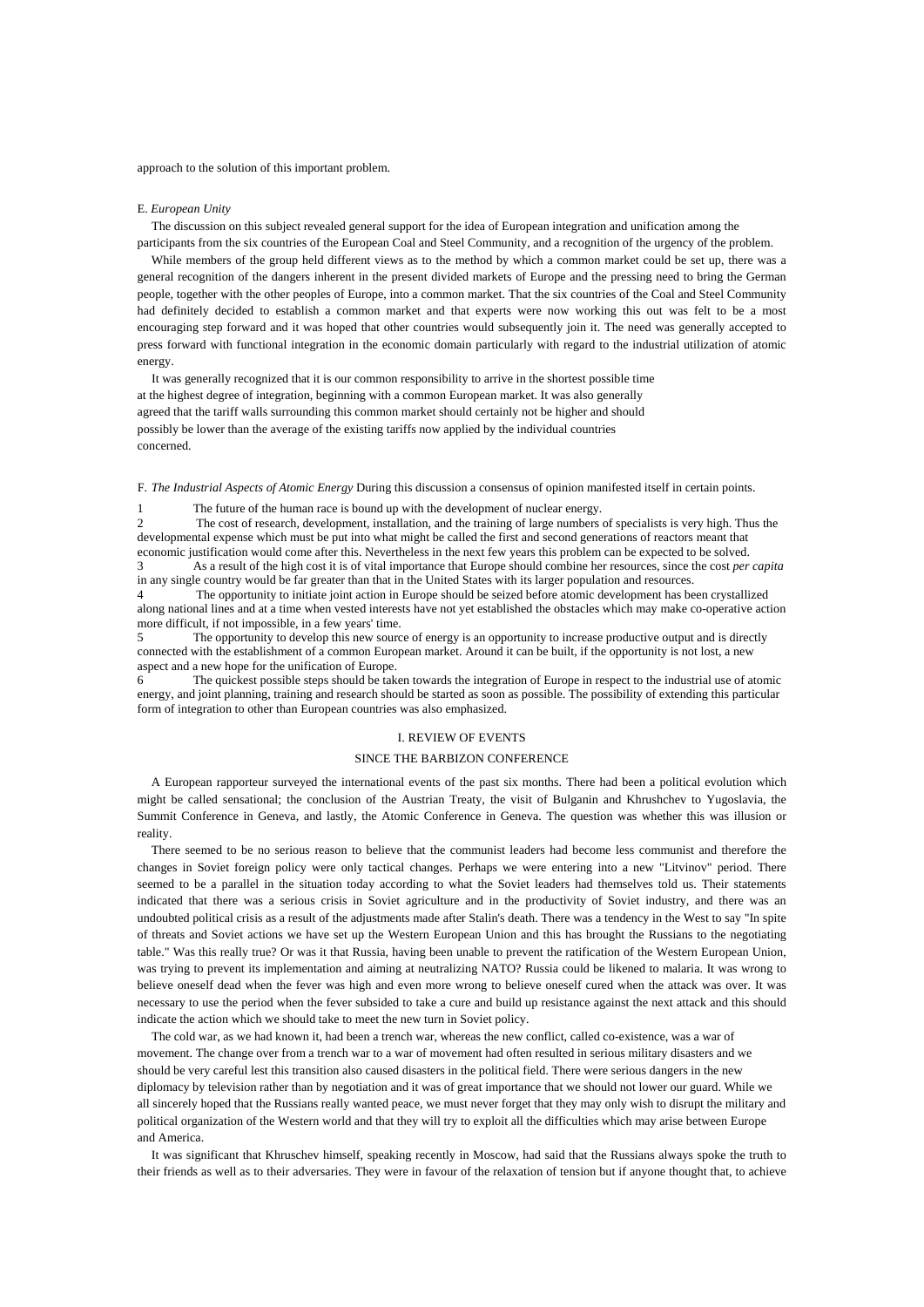approach to the solution of this important problem.

E. *European Unity*

The discussion on this subject revealed general support for the idea of European integration and unification among the participants from the six countries of the European Coal and Steel Community, and a recognition of the urgency of the problem.

While members of the group held different views as to the method by which a common market could be set up, there was a general recognition of the dangers inherent in the present divided markets of Europe and the pressing need to bring the German people, together with the other peoples of Europe, into a common market. That the six countries of the Coal and Steel Community had definitely decided to establish a common market and that experts were now working this out was felt to be a most encouraging step forward and it was hoped that other countries would subsequently join it. The need was generally accepted to press forward with functional integration in the economic domain particularly with regard to the industrial utilization of atomic energy.

It was generally recognized that it is our common responsibility to arrive in the shortest possible time at the highest degree of integration, beginning with a common European market. It was also generally agreed that the tariff walls surrounding this common market should certainly not be higher and should possibly be lower than the average of the existing tariffs now applied by the individual countries concerned.

F. *The Industrial Aspects of Atomic Energy* During this discussion a consensus of opinion manifested itself in certain points.

1. The future of the human race is bound up with the development of nuclear energy.
2. The cost of research, development, installation, and the training of large numbers of specialists is very high. Thus the developmental expense which must be put into what might be called the first and second generations of reactors meant that economic justification would come after this. Nevertheless in the next few years this problem can be expected to be solved.
3. As a result of the high cost it is of vital importance that Europe should combine her resources, since the cost *per capita* in any single country would be far greater than that in the United States with its larger population and resources.
4. The opportunity to initiate joint action in Europe should be seized before atomic development has been crystallized along national lines and at a time when vested interests have not yet established the obstacles which may make co-operative action more difficult, if not impossible, in a few years' time.
5. The opportunity to develop this new source of energy is an opportunity to increase productive output and is directly connected with the establishment of a common European market. Around it can be built, if the opportunity is not lost, a new aspect and a new hope for the unification of Europe.
6. The quickest possible steps should be taken towards the integration of Europe in respect to the industrial use of atomic energy, and joint planning, training and research should be started as soon as possible. The possibility of extending this particular form of integration to other than European countries was also emphasized.

## I. REVIEW OF EVENTS
## SINCE THE BARBIZON CONFERENCE

A European rapporteur surveyed the international events of the past six months. There had been a political evolution which might be called sensational; the conclusion of the Austrian Treaty, the visit of Bulganin and Khrushchev to Yugoslavia, the Summit Conference in Geneva, and lastly, the Atomic Conference in Geneva. The question was whether this was illusion or reality.

There seemed to be no serious reason to believe that the communist leaders had become less communist and therefore the changes in Soviet foreign policy were only tactical changes. Perhaps we were entering into a new "Litvinov" period. There seemed to be a parallel in the situation today according to what the Soviet leaders had themselves told us. Their statements indicated that there was a serious crisis in Soviet agriculture and in the productivity of Soviet industry, and there was an undoubted political crisis as a result of the adjustments made after Stalin's death. There was a tendency in the West to say "In spite of threats and Soviet actions we have set up the Western European Union and this has brought the Russians to the negotiating table." Was this really true? Or was it that Russia, having been unable to prevent the ratification of the Western European Union, was trying to prevent its implementation and aiming at neutralizing NATO? Russia could be likened to malaria. It was wrong to believe oneself dead when the fever was high and even more wrong to believe oneself cured when the attack was over. It was necessary to use the period when the fever subsided to take a cure and build up resistance against the next attack and this should indicate the action which we should take to meet the new turn in Soviet policy.

The cold war, as we had known it, had been a trench war, whereas the new conflict, called co-existence, was a war of movement. The change over from a trench war to a war of movement had often resulted in serious military disasters and we should be very careful lest this transition also caused disasters in the political field. There were serious dangers in the new diplomacy by television rather than by negotiation and it was of great importance that we should not lower our guard. While we all sincerely hoped that the Russians really wanted peace, we must never forget that they may only wish to disrupt the military and political organization of the Western world and that they will try to exploit all the difficulties which may arise between Europe and America.

It was significant that Khruschev himself, speaking recently in Moscow, had said that the Russians always spoke the truth to their friends as well as to their adversaries. They were in favour of the relaxation of tension but if anyone thought that, to achieve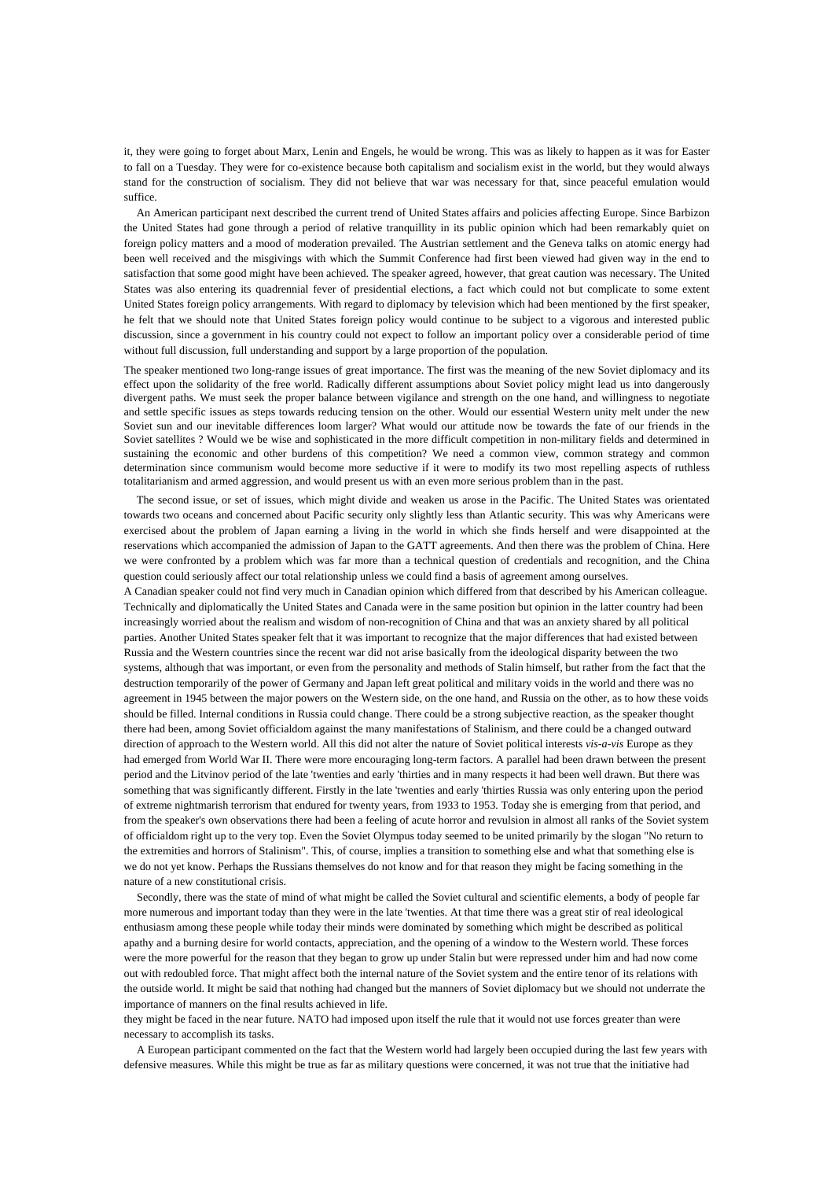it, they were going to forget about Marx, Lenin and Engels, he would be wrong. This was as likely to happen as it was for Easter to fall on a Tuesday. They were for co-existence because both capitalism and socialism exist in the world, but they would always stand for the construction of socialism. They did not believe that war was necessary for that, since peaceful emulation would suffice.

An American participant next described the current trend of United States affairs and policies affecting Europe. Since Barbizon the United States had gone through a period of relative tranquillity in its public opinion which had been remarkably quiet on foreign policy matters and a mood of moderation prevailed. The Austrian settlement and the Geneva talks on atomic energy had been well received and the misgivings with which the Summit Conference had first been viewed had given way in the end to satisfaction that some good might have been achieved. The speaker agreed, however, that great caution was necessary. The United States was also entering its quadrennial fever of presidential elections, a fact which could not but complicate to some extent United States foreign policy arrangements. With regard to diplomacy by television which had been mentioned by the first speaker, he felt that we should note that United States foreign policy would continue to be subject to a vigorous and interested public discussion, since a government in his country could not expect to follow an important policy over a considerable period of time without full discussion, full understanding and support by a large proportion of the population.

The speaker mentioned two long-range issues of great importance. The first was the meaning of the new Soviet diplomacy and its effect upon the solidarity of the free world. Radically different assumptions about Soviet policy might lead us into dangerously divergent paths. We must seek the proper balance between vigilance and strength on the one hand, and willingness to negotiate and settle specific issues as steps towards reducing tension on the other. Would our essential Western unity melt under the new Soviet sun and our inevitable differences loom larger? What would our attitude now be towards the fate of our friends in the Soviet satellites ? Would we be wise and sophisticated in the more difficult competition in non-military fields and determined in sustaining the economic and other burdens of this competition? We need a common view, common strategy and common determination since communism would become more seductive if it were to modify its two most repelling aspects of ruthless totalitarianism and armed aggression, and would present us with an even more serious problem than in the past.

The second issue, or set of issues, which might divide and weaken us arose in the Pacific. The United States was orientated towards two oceans and concerned about Pacific security only slightly less than Atlantic security. This was why Americans were exercised about the problem of Japan earning a living in the world in which she finds herself and were disappointed at the reservations which accompanied the admission of Japan to the GATT agreements. And then there was the problem of China. Here we were confronted by a problem which was far more than a technical question of credentials and recognition, and the China question could seriously affect our total relationship unless we could find a basis of agreement among ourselves.

A Canadian speaker could not find very much in Canadian opinion which differed from that described by his American colleague. Technically and diplomatically the United States and Canada were in the same position but opinion in the latter country had been increasingly worried about the realism and wisdom of non-recognition of China and that was an anxiety shared by all political parties. Another United States speaker felt that it was important to recognize that the major differences that had existed between Russia and the Western countries since the recent war did not arise basically from the ideological disparity between the two systems, although that was important, or even from the personality and methods of Stalin himself, but rather from the fact that the destruction temporarily of the power of Germany and Japan left great political and military voids in the world and there was no agreement in 1945 between the major powers on the Western side, on the one hand, and Russia on the other, as to how these voids should be filled. Internal conditions in Russia could change. There could be a strong subjective reaction, as the speaker thought there had been, among Soviet officialdom against the many manifestations of Stalinism, and there could be a changed outward direction of approach to the Western world. All this did not alter the nature of Soviet political interests *vis-a-vis* Europe as they had emerged from World War II. There were more encouraging long-term factors. A parallel had been drawn between the present period and the Litvinov period of the late 'twenties and early 'thirties and in many respects it had been well drawn. But there was something that was significantly different. Firstly in the late 'twenties and early 'thirties Russia was only entering upon the period of extreme nightmarish terrorism that endured for twenty years, from 1933 to 1953. Today she is emerging from that period, and from the speaker's own observations there had been a feeling of acute horror and revulsion in almost all ranks of the Soviet system of officialdom right up to the very top. Even the Soviet Olympus today seemed to be united primarily by the slogan "No return to the extremities and horrors of Stalinism". This, of course, implies a transition to something else and what that something else is we do not yet know. Perhaps the Russians themselves do not know and for that reason they might be facing something in the nature of a new constitutional crisis.

Secondly, there was the state of mind of what might be called the Soviet cultural and scientific elements, a body of people far more numerous and important today than they were in the late 'twenties. At that time there was a great stir of real ideological enthusiasm among these people while today their minds were dominated by something which might be described as political apathy and a burning desire for world contacts, appreciation, and the opening of a window to the Western world. These forces were the more powerful for the reason that they began to grow up under Stalin but were repressed under him and had now come out with redoubled force. That might affect both the internal nature of the Soviet system and the entire tenor of its relations with the outside world. It might be said that nothing had changed but the manners of Soviet diplomacy but we should not underrate the importance of manners on the final results achieved in life.

they might be faced in the near future. NATO had imposed upon itself the rule that it would not use forces greater than were necessary to accomplish its tasks.

A European participant commented on the fact that the Western world had largely been occupied during the last few years with defensive measures. While this might be true as far as military questions were concerned, it was not true that the initiative had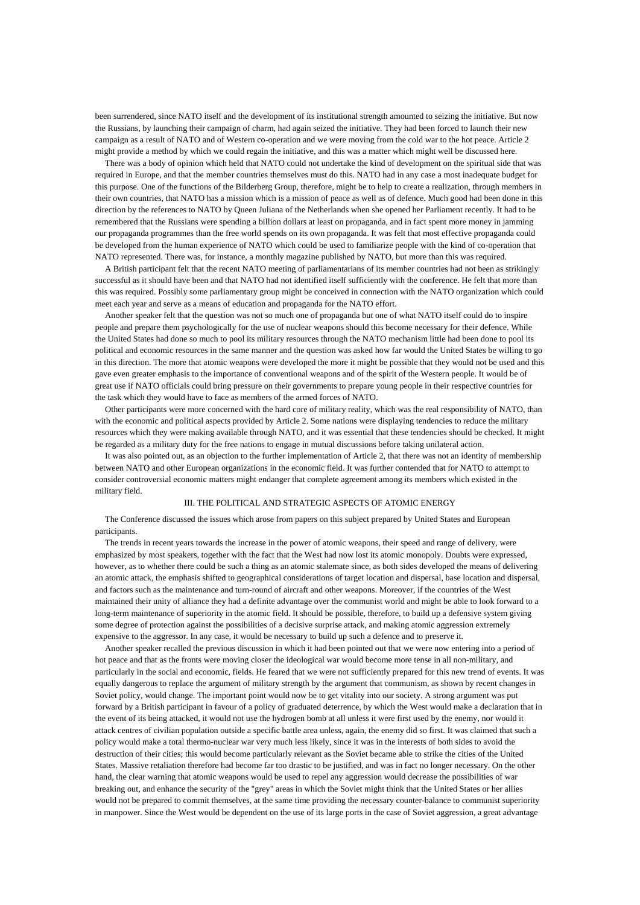been surrendered, since NATO itself and the development of its institutional strength amounted to seizing the initiative. But now the Russians, by launching their campaign of charm, had again seized the initiative. They had been forced to launch their new campaign as a result of NATO and of Western co-operation and we were moving from the cold war to the hot peace. Article 2 might provide a method by which we could regain the initiative, and this was a matter which might well be discussed here.

There was a body of opinion which held that NATO could not undertake the kind of development on the spiritual side that was required in Europe, and that the member countries themselves must do this. NATO had in any case a most inadequate budget for this purpose. One of the functions of the Bilderberg Group, therefore, might be to help to create a realization, through members in their own countries, that NATO has a mission which is a mission of peace as well as of defence. Much good had been done in this direction by the references to NATO by Queen Juliana of the Netherlands when she opened her Parliament recently. It had to be remembered that the Russians were spending a billion dollars at least on propaganda, and in fact spent more money in jamming our propaganda programmes than the free world spends on its own propaganda. It was felt that most effective propaganda could be developed from the human experience of NATO which could be used to familiarize people with the kind of co-operation that NATO represented. There was, for instance, a monthly magazine published by NATO, but more than this was required.

A British participant felt that the recent NATO meeting of parliamentarians of its member countries had not been as strikingly successful as it should have been and that NATO had not identified itself sufficiently with the conference. He felt that more than this was required. Possibly some parliamentary group might be conceived in connection with the NATO organization which could meet each year and serve as a means of education and propaganda for the NATO effort.

Another speaker felt that the question was not so much one of propaganda but one of what NATO itself could do to inspire people and prepare them psychologically for the use of nuclear weapons should this become necessary for their defence. While the United States had done so much to pool its military resources through the NATO mechanism little had been done to pool its political and economic resources in the same manner and the question was asked how far would the United States be willing to go in this direction. The more that atomic weapons were developed the more it might be possible that they would not be used and this gave even greater emphasis to the importance of conventional weapons and of the spirit of the Western people. It would be of great use if NATO officials could bring pressure on their governments to prepare young people in their respective countries for the task which they would have to face as members of the armed forces of NATO.

Other participants were more concerned with the hard core of military reality, which was the real responsibility of NATO, than with the economic and political aspects provided by Article 2. Some nations were displaying tendencies to reduce the military resources which they were making available through NATO, and it was essential that these tendencies should be checked. It might be regarded as a military duty for the free nations to engage in mutual discussions before taking unilateral action.

It was also pointed out, as an objection to the further implementation of Article 2, that there was not an identity of membership between NATO and other European organizations in the economic field. It was further contended that for NATO to attempt to consider controversial economic matters might endanger that complete agreement among its members which existed in the military field.

## III. THE POLITICAL AND STRATEGIC ASPECTS OF ATOMIC ENERGY

The Conference discussed the issues which arose from papers on this subject prepared by United States and European participants.

The trends in recent years towards the increase in the power of atomic weapons, their speed and range of delivery, were emphasized by most speakers, together with the fact that the West had now lost its atomic monopoly. Doubts were expressed, however, as to whether there could be such a thing as an atomic stalemate since, as both sides developed the means of delivering an atomic attack, the emphasis shifted to geographical considerations of target location and dispersal, base location and dispersal, and factors such as the maintenance and turn-round of aircraft and other weapons. Moreover, if the countries of the West maintained their unity of alliance they had a definite advantage over the communist world and might be able to look forward to a long-term maintenance of superiority in the atomic field. It should be possible, therefore, to build up a defensive system giving some degree of protection against the possibilities of a decisive surprise attack, and making atomic aggression extremely expensive to the aggressor. In any case, it would be necessary to build up such a defence and to preserve it.

Another speaker recalled the previous discussion in which it had been pointed out that we were now entering into a period of hot peace and that as the fronts were moving closer the ideological war would become more tense in all non-military, and particularly in the social and economic, fields. He feared that we were not sufficiently prepared for this new trend of events. It was equally dangerous to replace the argument of military strength by the argument that communism, as shown by recent changes in Soviet policy, would change. The important point would now be to get vitality into our society. A strong argument was put forward by a British participant in favour of a policy of graduated deterrence, by which the West would make a declaration that in the event of its being attacked, it would not use the hydrogen bomb at all unless it were first used by the enemy, nor would it attack centres of civilian population outside a specific battle area unless, again, the enemy did so first. It was claimed that such a policy would make a total thermo-nuclear war very much less likely, since it was in the interests of both sides to avoid the destruction of their cities; this would become particularly relevant as the Soviet became able to strike the cities of the United States. Massive retaliation therefore had become far too drastic to be justified, and was in fact no longer necessary. On the other hand, the clear warning that atomic weapons would be used to repel any aggression would decrease the possibilities of war breaking out, and enhance the security of the "grey" areas in which the Soviet might think that the United States or her allies would not be prepared to commit themselves, at the same time providing the necessary counter-balance to communist superiority in manpower. Since the West would be dependent on the use of its large ports in the case of Soviet aggression, a great advantage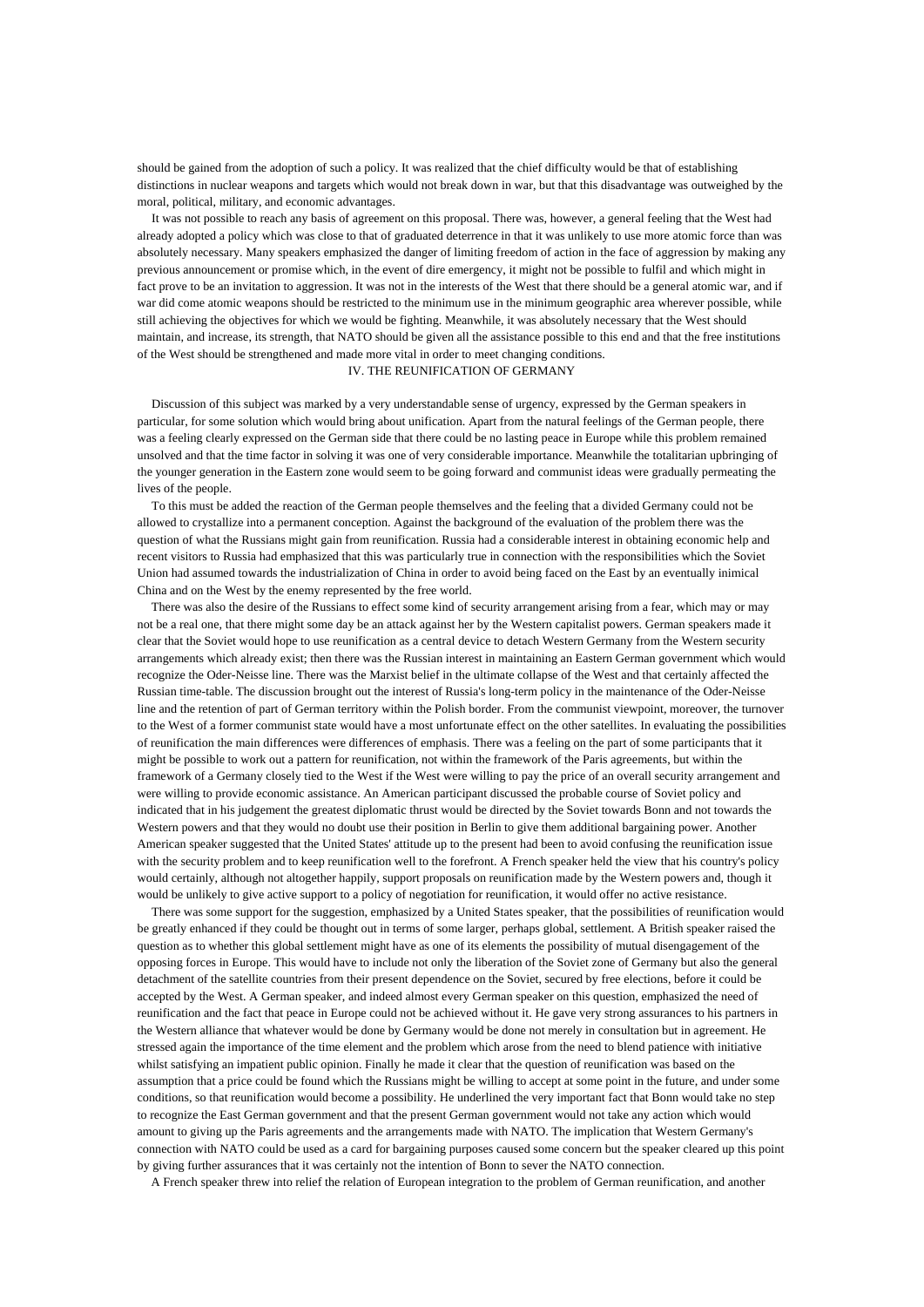should be gained from the adoption of such a policy. It was realized that the chief difficulty would be that of establishing distinctions in nuclear weapons and targets which would not break down in war, but that this disadvantage was outweighed by the moral, political, military, and economic advantages.

It was not possible to reach any basis of agreement on this proposal. There was, however, a general feeling that the West had already adopted a policy which was close to that of graduated deterrence in that it was unlikely to use more atomic force than was absolutely necessary. Many speakers emphasized the danger of limiting freedom of action in the face of aggression by making any previous announcement or promise which, in the event of dire emergency, it might not be possible to fulfil and which might in fact prove to be an invitation to aggression. It was not in the interests of the West that there should be a general atomic war, and if war did come atomic weapons should be restricted to the minimum use in the minimum geographic area wherever possible, while still achieving the objectives for which we would be fighting. Meanwhile, it was absolutely necessary that the West should maintain, and increase, its strength, that NATO should be given all the assistance possible to this end and that the free institutions of the West should be strengthened and made more vital in order to meet changing conditions.

## IV. THE REUNIFICATION OF GERMANY

Discussion of this subject was marked by a very understandable sense of urgency, expressed by the German speakers in particular, for some solution which would bring about unification. Apart from the natural feelings of the German people, there was a feeling clearly expressed on the German side that there could be no lasting peace in Europe while this problem remained unsolved and that the time factor in solving it was one of very considerable importance. Meanwhile the totalitarian upbringing of the younger generation in the Eastern zone would seem to be going forward and communist ideas were gradually permeating the lives of the people.

To this must be added the reaction of the German people themselves and the feeling that a divided Germany could not be allowed to crystallize into a permanent conception. Against the background of the evaluation of the problem there was the question of what the Russians might gain from reunification. Russia had a considerable interest in obtaining economic help and recent visitors to Russia had emphasized that this was particularly true in connection with the responsibilities which the Soviet Union had assumed towards the industrialization of China in order to avoid being faced on the East by an eventually inimical China and on the West by the enemy represented by the free world.

There was also the desire of the Russians to effect some kind of security arrangement arising from a fear, which may or may not be a real one, that there might some day be an attack against her by the Western capitalist powers. German speakers made it clear that the Soviet would hope to use reunification as a central device to detach Western Germany from the Western security arrangements which already exist; then there was the Russian interest in maintaining an Eastern German government which would recognize the Oder-Neisse line. There was the Marxist belief in the ultimate collapse of the West and that certainly affected the Russian time-table. The discussion brought out the interest of Russia's long-term policy in the maintenance of the Oder-Neisse line and the retention of part of German territory within the Polish border. From the communist viewpoint, moreover, the turnover to the West of a former communist state would have a most unfortunate effect on the other satellites. In evaluating the possibilities of reunification the main differences were differences of emphasis. There was a feeling on the part of some participants that it might be possible to work out a pattern for reunification, not within the framework of the Paris agreements, but within the framework of a Germany closely tied to the West if the West were willing to pay the price of an overall security arrangement and were willing to provide economic assistance. An American participant discussed the probable course of Soviet policy and indicated that in his judgement the greatest diplomatic thrust would be directed by the Soviet towards Bonn and not towards the Western powers and that they would no doubt use their position in Berlin to give them additional bargaining power. Another American speaker suggested that the United States' attitude up to the present had been to avoid confusing the reunification issue with the security problem and to keep reunification well to the forefront. A French speaker held the view that his country's policy would certainly, although not altogether happily, support proposals on reunification made by the Western powers and, though it would be unlikely to give active support to a policy of negotiation for reunification, it would offer no active resistance.

There was some support for the suggestion, emphasized by a United States speaker, that the possibilities of reunification would be greatly enhanced if they could be thought out in terms of some larger, perhaps global, settlement. A British speaker raised the question as to whether this global settlement might have as one of its elements the possibility of mutual disengagement of the opposing forces in Europe. This would have to include not only the liberation of the Soviet zone of Germany but also the general detachment of the satellite countries from their present dependence on the Soviet, secured by free elections, before it could be accepted by the West. A German speaker, and indeed almost every German speaker on this question, emphasized the need of reunification and the fact that peace in Europe could not be achieved without it. He gave very strong assurances to his partners in the Western alliance that whatever would be done by Germany would be done not merely in consultation but in agreement. He stressed again the importance of the time element and the problem which arose from the need to blend patience with initiative whilst satisfying an impatient public opinion. Finally he made it clear that the question of reunification was based on the assumption that a price could be found which the Russians might be willing to accept at some point in the future, and under some conditions, so that reunification would become a possibility. He underlined the very important fact that Bonn would take no step to recognize the East German government and that the present German government would not take any action which would amount to giving up the Paris agreements and the arrangements made with NATO. The implication that Western Germany's connection with NATO could be used as a card for bargaining purposes caused some concern but the speaker cleared up this point by giving further assurances that it was certainly not the intention of Bonn to sever the NATO connection.

A French speaker threw into relief the relation of European integration to the problem of German reunification, and another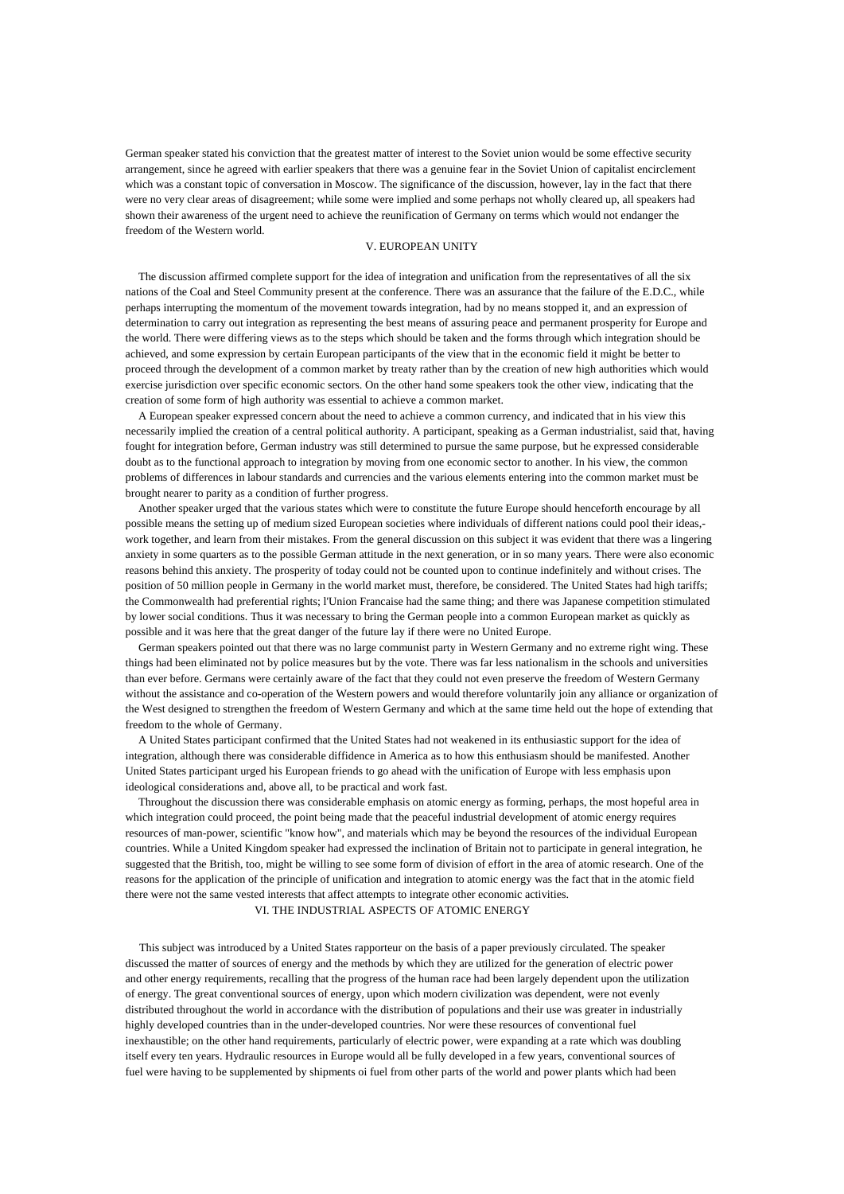German speaker stated his conviction that the greatest matter of interest to the Soviet union would be some effective security arrangement, since he agreed with earlier speakers that there was a genuine fear in the Soviet Union of capitalist encirclement which was a constant topic of conversation in Moscow. The significance of the discussion, however, lay in the fact that there were no very clear areas of disagreement; while some were implied and some perhaps not wholly cleared up, all speakers had shown their awareness of the urgent need to achieve the reunification of Germany on terms which would not endanger the freedom of the Western world.

## V. EUROPEAN UNITY

The discussion affirmed complete support for the idea of integration and unification from the representatives of all the six nations of the Coal and Steel Community present at the conference. There was an assurance that the failure of the E.D.C., while perhaps interrupting the momentum of the movement towards integration, had by no means stopped it, and an expression of determination to carry out integration as representing the best means of assuring peace and permanent prosperity for Europe and the world. There were differing views as to the steps which should be taken and the forms through which integration should be achieved, and some expression by certain European participants of the view that in the economic field it might be better to proceed through the development of a common market by treaty rather than by the creation of new high authorities which would exercise jurisdiction over specific economic sectors. On the other hand some speakers took the other view, indicating that the creation of some form of high authority was essential to achieve a common market.

A European speaker expressed concern about the need to achieve a common currency, and indicated that in his view this necessarily implied the creation of a central political authority. A participant, speaking as a German industrialist, said that, having fought for integration before, German industry was still determined to pursue the same purpose, but he expressed considerable doubt as to the functional approach to integration by moving from one economic sector to another. In his view, the common problems of differences in labour standards and currencies and the various elements entering into the common market must be brought nearer to parity as a condition of further progress.

Another speaker urged that the various states which were to constitute the future Europe should henceforth encourage by all possible means the setting up of medium sized European societies where individuals of different nations could pool their ideas,- work together, and learn from their mistakes. From the general discussion on this subject it was evident that there was a lingering anxiety in some quarters as to the possible German attitude in the next generation, or in so many years. There were also economic reasons behind this anxiety. The prosperity of today could not be counted upon to continue indefinitely and without crises. The position of 50 million people in Germany in the world market must, therefore, be considered. The United States had high tariffs; the Commonwealth had preferential rights; l'Union Francaise had the same thing; and there was Japanese competition stimulated by lower social conditions. Thus it was necessary to bring the German people into a common European market as quickly as possible and it was here that the great danger of the future lay if there were no United Europe.

German speakers pointed out that there was no large communist party in Western Germany and no extreme right wing. These things had been eliminated not by police measures but by the vote. There was far less nationalism in the schools and universities than ever before. Germans were certainly aware of the fact that they could not even preserve the freedom of Western Germany without the assistance and co-operation of the Western powers and would therefore voluntarily join any alliance or organization of the West designed to strengthen the freedom of Western Germany and which at the same time held out the hope of extending that freedom to the whole of Germany.

A United States participant confirmed that the United States had not weakened in its enthusiastic support for the idea of integration, although there was considerable diffidence in America as to how this enthusiasm should be manifested. Another United States participant urged his European friends to go ahead with the unification of Europe with less emphasis upon ideological considerations and, above all, to be practical and work fast.

Throughout the discussion there was considerable emphasis on atomic energy as forming, perhaps, the most hopeful area in which integration could proceed, the point being made that the peaceful industrial development of atomic energy requires resources of man-power, scientific "know how", and materials which may be beyond the resources of the individual European countries. While a United Kingdom speaker had expressed the inclination of Britain not to participate in general integration, he suggested that the British, too, might be willing to see some form of division of effort in the area of atomic research. One of the reasons for the application of the principle of unification and integration to atomic energy was the fact that in the atomic field there were not the same vested interests that affect attempts to integrate other economic activities.

## VI. THE INDUSTRIAL ASPECTS OF ATOMIC ENERGY

This subject was introduced by a United States rapporteur on the basis of a paper previously circulated. The speaker discussed the matter of sources of energy and the methods by which they are utilized for the generation of electric power and other energy requirements, recalling that the progress of the human race had been largely dependent upon the utilization of energy. The great conventional sources of energy, upon which modern civilization was dependent, were not evenly distributed throughout the world in accordance with the distribution of populations and their use was greater in industrially highly developed countries than in the under-developed countries. Nor were these resources of conventional fuel inexhaustible; on the other hand requirements, particularly of electric power, were expanding at a rate which was doubling itself every ten years. Hydraulic resources in Europe would all be fully developed in a few years, conventional sources of fuel were having to be supplemented by shipments oi fuel from other parts of the world and power plants which had been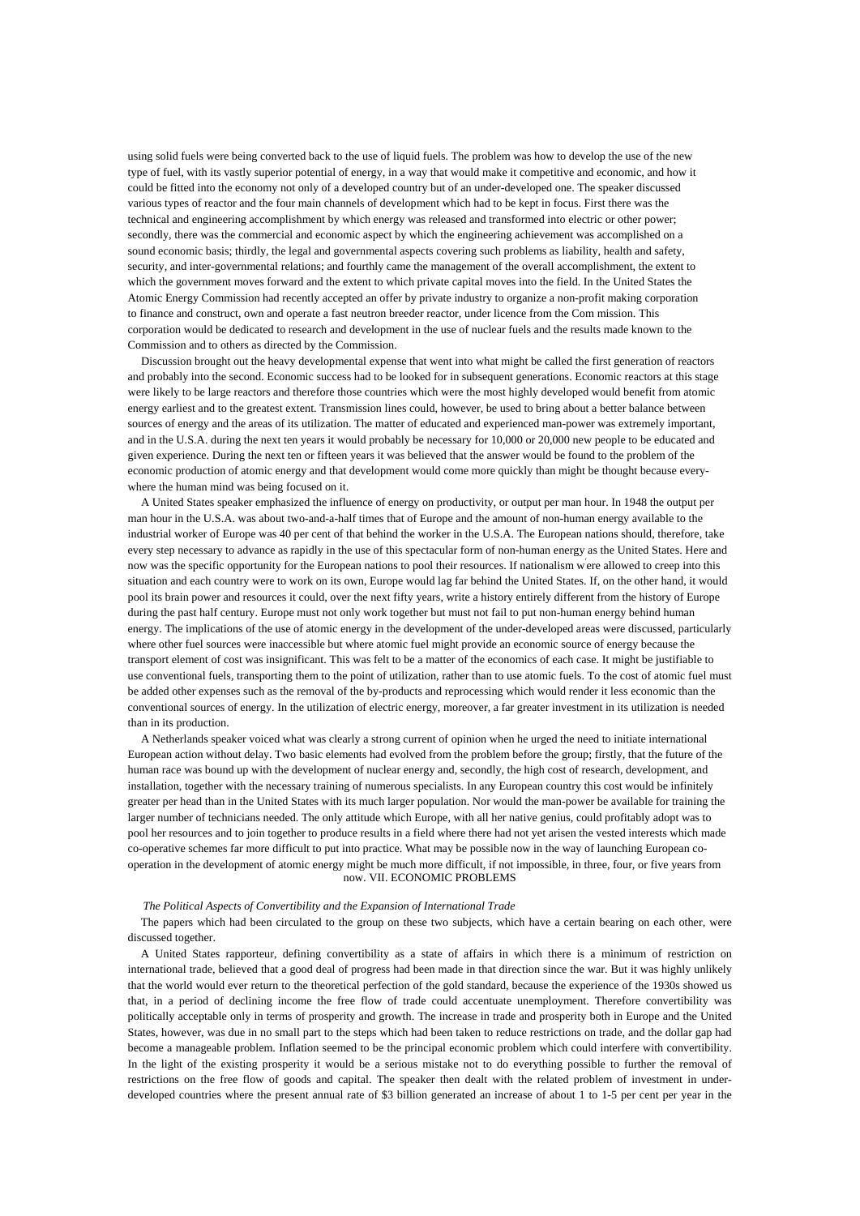using solid fuels were being converted back to the use of liquid fuels. The problem was how to develop the use of the new type of fuel, with its vastly superior potential of energy, in a way that would make it competitive and economic, and how it could be fitted into the economy not only of a developed country but of an under-developed one. The speaker discussed various types of reactor and the four main channels of development which had to be kept in focus. First there was the technical and engineering accomplishment by which energy was released and transformed into electric or other power; secondly, there was the commercial and economic aspect by which the engineering achievement was accomplished on a sound economic basis; thirdly, the legal and governmental aspects covering such problems as liability, health and safety, security, and inter-governmental relations; and fourthly came the management of the overall accomplishment, the extent to which the government moves forward and the extent to which private capital moves into the field. In the United States the Atomic Energy Commission had recently accepted an offer by private industry to organize a non-profit making corporation to finance and construct, own and operate a fast neutron breeder reactor, under licence from the Com mission. This corporation would be dedicated to research and development in the use of nuclear fuels and the results made known to the Commission and to others as directed by the Commission.

Discussion brought out the heavy developmental expense that went into what might be called the first generation of reactors and probably into the second. Economic success had to be looked for in subsequent generations. Economic reactors at this stage were likely to be large reactors and therefore those countries which were the most highly developed would benefit from atomic energy earliest and to the greatest extent. Transmission lines could, however, be used to bring about a better balance between sources of energy and the areas of its utilization. The matter of educated and experienced man-power was extremely important, and in the U.S.A. during the next ten years it would probably be necessary for 10,000 or 20,000 new people to be educated and given experience. During the next ten or fifteen years it was believed that the answer would be found to the problem of the economic production of atomic energy and that development would come more quickly than might be thought because everywhere the human mind was being focused on it.

A United States speaker emphasized the influence of energy on productivity, or output per man hour. In 1948 the output per man hour in the U.S.A. was about two-and-a-half times that of Europe and the amount of non-human energy available to the industrial worker of Europe was 40 per cent of that behind the worker in the U.S.A. The European nations should, therefore, take every step necessary to advance as rapidly in the use of this spectacular form of non-human energy as the United States. Here and now was the specific opportunity for the European nations to pool their resources. If nationalism were allowed to creep into this situation and each country were to work on its own, Europe would lag far behind the United States. If, on the other hand, it would pool its brain power and resources it could, over the next fifty years, write a history entirely different from the history of Europe during the past half century. Europe must not only work together but must not fail to put non-human energy behind human energy. The implications of the use of atomic energy in the development of the under-developed areas were discussed, particularly where other fuel sources were inaccessible but where atomic fuel might provide an economic source of energy because the transport element of cost was insignificant. This was felt to be a matter of the economics of each case. It might be justifiable to use conventional fuels, transporting them to the point of utilization, rather than to use atomic fuels. To the cost of atomic fuel must be added other expenses such as the removal of the by-products and reprocessing which would render it less economic than the conventional sources of energy. In the utilization of electric energy, moreover, a far greater investment in its utilization is needed than in its production.

A Netherlands speaker voiced what was clearly a strong current of opinion when he urged the need to initiate international European action without delay. Two basic elements had evolved from the problem before the group; firstly, that the future of the human race was bound up with the development of nuclear energy and, secondly, the high cost of research, development, and installation, together with the necessary training of numerous specialists. In any European country this cost would be infinitely greater per head than in the United States with its much larger population. Nor would the man-power be available for training the larger number of technicians needed. The only attitude which Europe, with all her native genius, could profitably adopt was to pool her resources and to join together to produce results in a field where there had not yet arisen the vested interests which made co-operative schemes far more difficult to put into practice. What may be possible now in the way of launching European co-operation in the development of atomic energy might be much more difficult, if not impossible, in three, four, or five years from now.

## VII. ECONOMIC PROBLEMS

*The Political Aspects of Convertibility and the Expansion of International Trade*

The papers which had been circulated to the group on these two subjects, which have a certain bearing on each other, were discussed together.

A United States rapporteur, defining convertibility as a state of affairs in which there is a minimum of restriction on international trade, believed that a good deal of progress had been made in that direction since the war. But it was highly unlikely that the world would ever return to the theoretical perfection of the gold standard, because the experience of the 1930s showed us that, in a period of declining income the free flow of trade could accentuate unemployment. Therefore convertibility was politically acceptable only in terms of prosperity and growth. The increase in trade and prosperity both in Europe and the United States, however, was due in no small part to the steps which had been taken to reduce restrictions on trade, and the dollar gap had become a manageable problem. Inflation seemed to be the principal economic problem which could interfere with convertibility. In the light of the existing prosperity it would be a serious mistake not to do everything possible to further the removal of restrictions on the free flow of goods and capital. The speaker then dealt with the related problem of investment in under-developed countries where the present annual rate of $3 billion generated an increase of about 1 to 1-5 per cent per year in the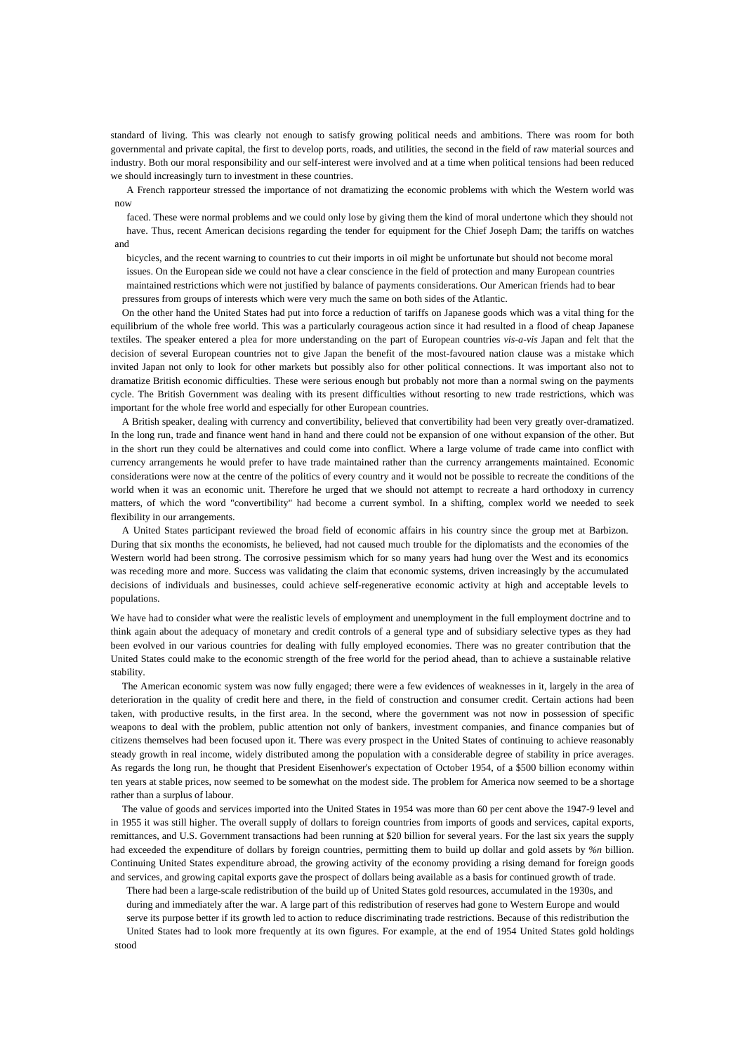standard of living. This was clearly not enough to satisfy growing political needs and ambitions. There was room for both governmental and private capital, the first to develop ports, roads, and utilities, the second in the field of raw material sources and industry. Both our moral responsibility and our self-interest were involved and at a time when political tensions had been reduced we should increasingly turn to investment in these countries.

A French rapporteur stressed the importance of not dramatizing the economic problems with which the Western world was now faced. These were normal problems and we could only lose by giving them the kind of moral undertone which they should not have. Thus, recent American decisions regarding the tender for equipment for the Chief Joseph Dam; the tariffs on watches and bicycles, and the recent warning to countries to cut their imports in oil might be unfortunate but should not become moral issues. On the European side we could not have a clear conscience in the field of protection and many European countries maintained restrictions which were not justified by balance of payments considerations. Our American friends had to bear pressures from groups of interests which were very much the same on both sides of the Atlantic.

On the other hand the United States had put into force a reduction of tariffs on Japanese goods which was a vital thing for the equilibrium of the whole free world. This was a particularly courageous action since it had resulted in a flood of cheap Japanese textiles. The speaker entered a plea for more understanding on the part of European countries *vis-a-vis* Japan and felt that the decision of several European countries not to give Japan the benefit of the most-favoured nation clause was a mistake which invited Japan not only to look for other markets but possibly also for other political connections. It was important also not to dramatize British economic difficulties. These were serious enough but probably not more than a normal swing on the payments cycle. The British Government was dealing with its present difficulties without resorting to new trade restrictions, which was important for the whole free world and especially for other European countries.

A British speaker, dealing with currency and convertibility, believed that convertibility had been very greatly over-dramatized. In the long run, trade and finance went hand in hand and there could not be expansion of one without expansion of the other. But in the short run they could be alternatives and could come into conflict. Where a large volume of trade came into conflict with currency arrangements he would prefer to have trade maintained rather than the currency arrangements maintained. Economic considerations were now at the centre of the politics of every country and it would not be possible to recreate the conditions of the world when it was an economic unit. Therefore he urged that we should not attempt to recreate a hard orthodoxy in currency matters, of which the word "convertibility" had become a current symbol. In a shifting, complex world we needed to seek flexibility in our arrangements.

A United States participant reviewed the broad field of economic affairs in his country since the group met at Barbizon. During that six months the economists, he believed, had not caused much trouble for the diplomatists and the economies of the Western world had been strong. The corrosive pessimism which for so many years had hung over the West and its economics was receding more and more. Success was validating the claim that economic systems, driven increasingly by the accumulated decisions of individuals and businesses, could achieve self-regenerative economic activity at high and acceptable levels to populations.

We have had to consider what were the realistic levels of employment and unemployment in the full employment doctrine and to think again about the adequacy of monetary and credit controls of a general type and of subsidiary selective types as they had been evolved in our various countries for dealing with fully employed economies. There was no greater contribution that the United States could make to the economic strength of the free world for the period ahead, than to achieve a sustainable relative stability.

The American economic system was now fully engaged; there were a few evidences of weaknesses in it, largely in the area of deterioration in the quality of credit here and there, in the field of construction and consumer credit. Certain actions had been taken, with productive results, in the first area. In the second, where the government was not now in possession of specific weapons to deal with the problem, public attention not only of bankers, investment companies, and finance companies but of citizens themselves had been focused upon it. There was every prospect in the United States of continuing to achieve reasonably steady growth in real income, widely distributed among the population with a considerable degree of stability in price averages. As regards the long run, he thought that President Eisenhower's expectation of October 1954, of a $500 billion economy within ten years at stable prices, now seemed to be somewhat on the modest side. The problem for America now seemed to be a shortage rather than a surplus of labour.

The value of goods and services imported into the United States in 1954 was more than 60 per cent above the 1947-9 level and in 1955 it was still higher. The overall supply of dollars to foreign countries from imports of goods and services, capital exports, remittances, and U.S. Government transactions had been running at $20 billion for several years. For the last six years the supply had exceeded the expenditure of dollars by foreign countries, permitting them to build up dollar and gold assets by *%n* billion. Continuing United States expenditure abroad, the growing activity of the economy providing a rising demand for foreign goods and services, and growing capital exports gave the prospect of dollars being available as a basis for continued growth of trade.

There had been a large-scale redistribution of the build up of United States gold resources, accumulated in the 1930s, and during and immediately after the war. A large part of this redistribution of reserves had gone to Western Europe and would serve its purpose better if its growth led to action to reduce discriminating trade restrictions. Because of this redistribution the United States had to look more frequently at its own figures. For example, at the end of 1954 United States gold holdings stood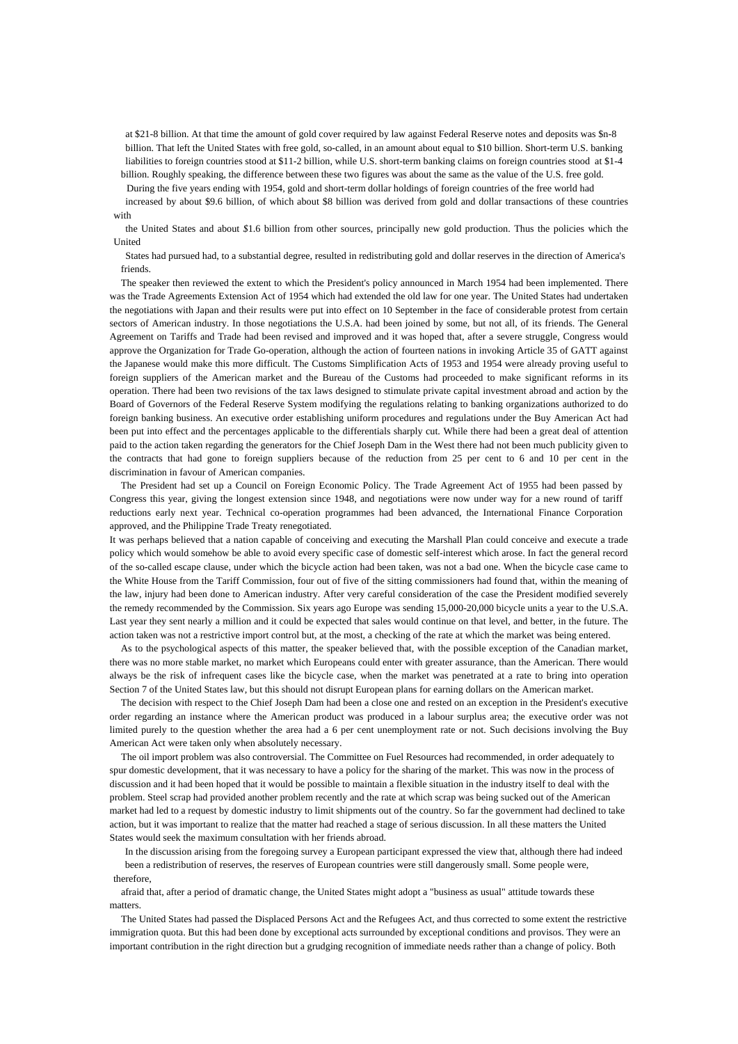at $21-8 billion. At that time the amount of gold cover required by law against Federal Reserve notes and deposits was $n-8 billion. That left the United States with free gold, so-called, in an amount about equal to $10 billion. Short-term U.S. banking liabilities to foreign countries stood at $11-2 billion, while U.S. short-term banking claims on foreign countries stood at $1-4 billion. Roughly speaking, the difference between these two figures was about the same as the value of the U.S. free gold.

During the five years ending with 1954, gold and short-term dollar holdings of foreign countries of the free world had increased by about $9.6 billion, of which about $8 billion was derived from gold and dollar transactions of these countries with the United States and about $1.6 billion from other sources, principally new gold production. Thus the policies which the United States had pursued had, to a substantial degree, resulted in redistributing gold and dollar reserves in the direction of America's friends.

The speaker then reviewed the extent to which the President's policy announced in March 1954 had been implemented. There was the Trade Agreements Extension Act of 1954 which had extended the old law for one year. The United States had undertaken the negotiations with Japan and their results were put into effect on 10 September in the face of considerable protest from certain sectors of American industry. In those negotiations the U.S.A. had been joined by some, but not all, of its friends. The General Agreement on Tariffs and Trade had been revised and improved and it was hoped that, after a severe struggle, Congress would approve the Organization for Trade Go-operation, although the action of fourteen nations in invoking Article 35 of GATT against the Japanese would make this more difficult. The Customs Simplification Acts of 1953 and 1954 were already proving useful to foreign suppliers of the American market and the Bureau of the Customs had proceeded to make significant reforms in its operation. There had been two revisions of the tax laws designed to stimulate private capital investment abroad and action by the Board of Governors of the Federal Reserve System modifying the regulations relating to banking organizations authorized to do foreign banking business. An executive order establishing uniform procedures and regulations under the Buy American Act had been put into effect and the percentages applicable to the differentials sharply cut. While there had been a great deal of attention paid to the action taken regarding the generators for the Chief Joseph Dam in the West there had not been much publicity given to the contracts that had gone to foreign suppliers because of the reduction from 25 per cent to 6 and 10 per cent in the discrimination in favour of American companies.

The President had set up a Council on Foreign Economic Policy. The Trade Agreement Act of 1955 had been passed by Congress this year, giving the longest extension since 1948, and negotiations were now under way for a new round of tariff reductions early next year. Technical co-operation programmes had been advanced, the International Finance Corporation approved, and the Philippine Trade Treaty renegotiated.

It was perhaps believed that a nation capable of conceiving and executing the Marshall Plan could conceive and execute a trade policy which would somehow be able to avoid every specific case of domestic self-interest which arose. In fact the general record of the so-called escape clause, under which the bicycle action had been taken, was not a bad one. When the bicycle case came to the White House from the Tariff Commission, four out of five of the sitting commissioners had found that, within the meaning of the law, injury had been done to American industry. After very careful consideration of the case the President modified severely the remedy recommended by the Commission. Six years ago Europe was sending 15,000-20,000 bicycle units a year to the U.S.A. Last year they sent nearly a million and it could be expected that sales would continue on that level, and better, in the future. The action taken was not a restrictive import control but, at the most, a checking of the rate at which the market was being entered.

As to the psychological aspects of this matter, the speaker believed that, with the possible exception of the Canadian market, there was no more stable market, no market which Europeans could enter with greater assurance, than the American. There would always be the risk of infrequent cases like the bicycle case, when the market was penetrated at a rate to bring into operation Section 7 of the United States law, but this should not disrupt European plans for earning dollars on the American market.

The decision with respect to the Chief Joseph Dam had been a close one and rested on an exception in the President's executive order regarding an instance where the American product was produced in a labour surplus area; the executive order was not limited purely to the question whether the area had a 6 per cent unemployment rate or not. Such decisions involving the Buy American Act were taken only when absolutely necessary.

The oil import problem was also controversial. The Committee on Fuel Resources had recommended, in order adequately to spur domestic development, that it was necessary to have a policy for the sharing of the market. This was now in the process of discussion and it had been hoped that it would be possible to maintain a flexible situation in the industry itself to deal with the problem. Steel scrap had provided another problem recently and the rate at which scrap was being sucked out of the American market had led to a request by domestic industry to limit shipments out of the country. So far the government had declined to take action, but it was important to realize that the matter had reached a stage of serious discussion. In all these matters the United States would seek the maximum consultation with her friends abroad.

In the discussion arising from the foregoing survey a European participant expressed the view that, although there had indeed been a redistribution of reserves, the reserves of European countries were still dangerously small. Some people were, therefore, afraid that, after a period of dramatic change, the United States might adopt a "business as usual" attitude towards these matters.

The United States had passed the Displaced Persons Act and the Refugees Act, and thus corrected to some extent the restrictive immigration quota. But this had been done by exceptional acts surrounded by exceptional conditions and provisos. They were an important contribution in the right direction but a grudging recognition of immediate needs rather than a change of policy. Both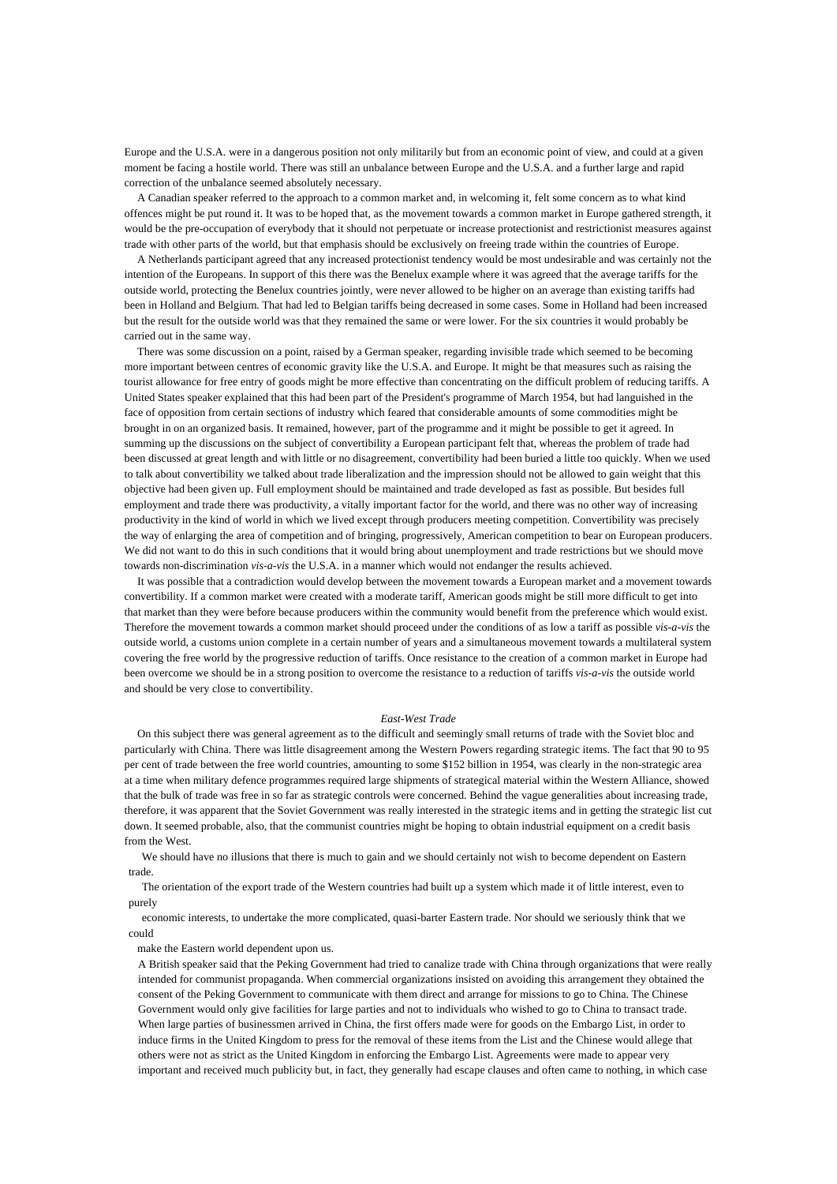Europe and the U.S.A. were in a dangerous position not only militarily but from an economic point of view, and could at a given moment be facing a hostile world. There was still an unbalance between Europe and the U.S.A. and a further large and rapid correction of the unbalance seemed absolutely necessary.

A Canadian speaker referred to the approach to a common market and, in welcoming it, felt some concern as to what kind offences might be put round it. It was to be hoped that, as the movement towards a common market in Europe gathered strength, it would be the pre-occupation of everybody that it should not perpetuate or increase protectionist and restrictionist measures against trade with other parts of the world, but that emphasis should be exclusively on freeing trade within the countries of Europe.

A Netherlands participant agreed that any increased protectionist tendency would be most undesirable and was certainly not the intention of the Europeans. In support of this there was the Benelux example where it was agreed that the average tariffs for the outside world, protecting the Benelux countries jointly, were never allowed to be higher on an average than existing tariffs had been in Holland and Belgium. That had led to Belgian tariffs being decreased in some cases. Some in Holland had been increased but the result for the outside world was that they remained the same or were lower. For the six countries it would probably be carried out in the same way.

There was some discussion on a point, raised by a German speaker, regarding invisible trade which seemed to be becoming more important between centres of economic gravity like the U.S.A. and Europe. It might be that measures such as raising the tourist allowance for free entry of goods might be more effective than concentrating on the difficult problem of reducing tariffs. A United States speaker explained that this had been part of the President's programme of March 1954, but had languished in the face of opposition from certain sections of industry which feared that considerable amounts of some commodities might be brought in on an organized basis. It remained, however, part of the programme and it might be possible to get it agreed. In summing up the discussions on the subject of convertibility a European participant felt that, whereas the problem of trade had been discussed at great length and with little or no disagreement, convertibility had been buried a little too quickly. When we used to talk about convertibility we talked about trade liberalization and the impression should not be allowed to gain weight that this objective had been given up. Full employment should be maintained and trade developed as fast as possible. But besides full employment and trade there was productivity, a vitally important factor for the world, and there was no other way of increasing productivity in the kind of world in which we lived except through producers meeting competition. Convertibility was precisely the way of enlarging the area of competition and of bringing, progressively, American competition to bear on European producers. We did not want to do this in such conditions that it would bring about unemployment and trade restrictions but we should move towards non-discrimination *vis-a-vis* the U.S.A. in a manner which would not endanger the results achieved.

It was possible that a contradiction would develop between the movement towards a European market and a movement towards convertibility. If a common market were created with a moderate tariff, American goods might be still more difficult to get into that market than they were before because producers within the community would benefit from the preference which would exist. Therefore the movement towards a common market should proceed under the conditions of as low a tariff as possible *vis-a-vis* the outside world, a customs union complete in a certain number of years and a simultaneous movement towards a multilateral system covering the free world by the progressive reduction of tariffs. Once resistance to the creation of a common market in Europe had been overcome we should be in a strong position to overcome the resistance to a reduction of tariffs *vis-a-vis* the outside world and should be very close to convertibility.

*East-West Trade*

On this subject there was general agreement as to the difficult and seemingly small returns of trade with the Soviet bloc and particularly with China. There was little disagreement among the Western Powers regarding strategic items. The fact that 90 to 95 per cent of trade between the free world countries, amounting to some $152 billion in 1954, was clearly in the non-strategic area at a time when military defence programmes required large shipments of strategical material within the Western Alliance, showed that the bulk of trade was free in so far as strategic controls were concerned. Behind the vague generalities about increasing trade, therefore, it was apparent that the Soviet Government was really interested in the strategic items and in getting the strategic list cut down. It seemed probable, also, that the communist countries might be hoping to obtain industrial equipment on a credit basis from the West.

We should have no illusions that there is much to gain and we should certainly not wish to become dependent on Eastern trade.

The orientation of the export trade of the Western countries had built up a system which made it of little interest, even to purely economic interests, to undertake the more complicated, quasi-barter Eastern trade. Nor should we seriously think that we could make the Eastern world dependent upon us.

A British speaker said that the Peking Government had tried to canalize trade with China through organizations that were really intended for communist propaganda. When commercial organizations insisted on avoiding this arrangement they obtained the consent of the Peking Government to communicate with them direct and arrange for missions to go to China. The Chinese Government would only give facilities for large parties and not to individuals who wished to go to China to transact trade. When large parties of businessmen arrived in China, the first offers made were for goods on the Embargo List, in order to induce firms in the United Kingdom to press for the removal of these items from the List and the Chinese would allege that others were not as strict as the United Kingdom in enforcing the Embargo List. Agreements were made to appear very important and received much publicity but, in fact, they generally had escape clauses and often came to nothing, in which case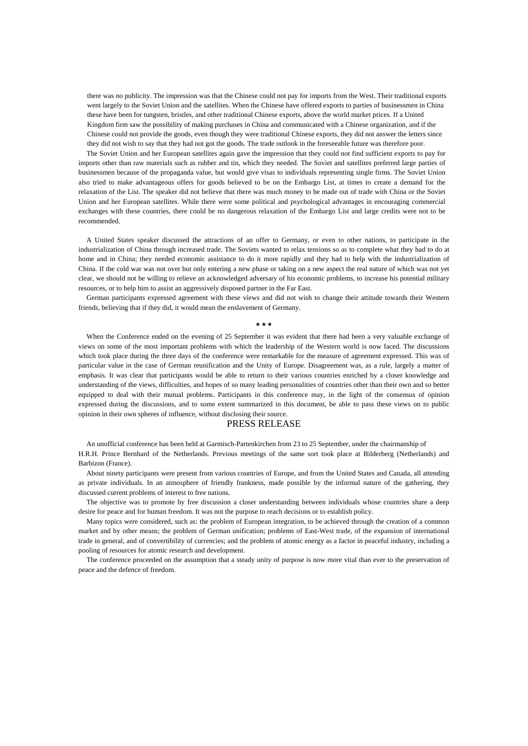there was no publicity. The impression was that the Chinese could not pay for imports from the West. Their traditional exports went largely to the Soviet Union and the satellites. When the Chinese have offered exports to parties of businessmen in China these have been for tungsten, bristles, and other traditional Chinese exports, above the world market prices. If a United Kingdom firm saw the possibility of making purchases in China and communicated with a Chinese organization, and if the Chinese could not provide the goods, even though they were traditional Chinese exports, they did not answer the letters since they did not wish to say that they had not got the goods. The trade outlook in the foreseeable future was therefore poor.

The Soviet Union and her European satellites again gave the impression that they could not find sufficient exports to pay for imports other than raw materials such as rubber and tin, which they needed. The Soviet and satellites preferred large parties of businessmen because of the propaganda value, but would give visas to individuals representing single firms. The Soviet Union also tried to make advantageous offers for goods believed to be on the Embargo List, at times to create a demand for the relaxation of the List. The speaker did not believe that there was much money to be made out of trade with China or the Soviet Union and her European satellites. While there were some political and psychological advantages in encouraging commercial exchanges with these countries, there could be no dangerous relaxation of the Embargo List and large credits were not to be recommended.

A United States speaker discussed the attractions of an offer to Germany, or even to other nations, to participate in the industrialization of China through increased trade. The Soviets wanted to relax tensions so as to complete what they had to do at home and in China; they needed economic assistance to do it more rapidly and they had to help with the industrialization of China. If the cold war was not over but only entering a new phase or taking on a new aspect the real nature of which was not yet clear, we should not be willing to relieve an acknowledged adversary of his economic problems, to increase his potential military resources, or to help him to assist an aggressively disposed partner in the Far East.

German participants expressed agreement with these views and did not wish to change their attitude towards their Western friends, believing that if they did, it would mean the enslavement of Germany.

* * *

When the Conference ended on the evening of 25 September it was evident that there had been a very valuable exchange of views on some of the most important problems with which the leadership of the Western world is now faced. The discussions which took place during the three days of the conference were remarkable for the measure of agreement expressed. This was of particular value in the case of German reunification and the Unity of Europe. Disagreement was, as a rule, largely a matter of emphasis. It was clear that participants would be able to return to their various countries enriched by a closer knowledge and understanding of the views, difficulties, and hopes of so many leading personalities of countries other than their own and so better equipped to deal with their mutual problems. Participants in this conference may, in the light of the consensus of opinion expressed during the discussions, and to some extent summarized in this document, be able to pass these views on to public opinion in their own spheres of influence, without disclosing their source.

## PRESS RELEASE

An unofficial conference has been held at Garmisch-Partenkirchen from 23 to 25 September, under the chairmanship of H.R.H. Prince Bernhard of the Netherlands. Previous meetings of the same sort took place at Bilderberg (Netherlands) and Barbizon (France).

About ninety participants were present from various countries of Europe, and from the United States and Canada, all attending as private individuals. In an atmosphere of friendly frankness, made possible by the informal nature of the gathering, they discussed current problems of interest to free nations.

The objective was to promote by free discussion a closer understanding between individuals whose countries share a deep desire for peace and for human freedom. It was not the purpose to reach decisions or to establish policy.

Many topics were considered, such as: the problem of European integration, to be achieved through the creation of a common market and by other means; the problem of German unification; problems of East-West trade, of the expansion of international trade in general, and of convertibility of currencies; and the problem of atomic energy as a factor in peaceful industry, including a pooling of resources for atomic research and development.

The conference proceeded on the assumption that a steady unity of purpose is now more vital than ever to the preservation of peace and the defence of freedom.